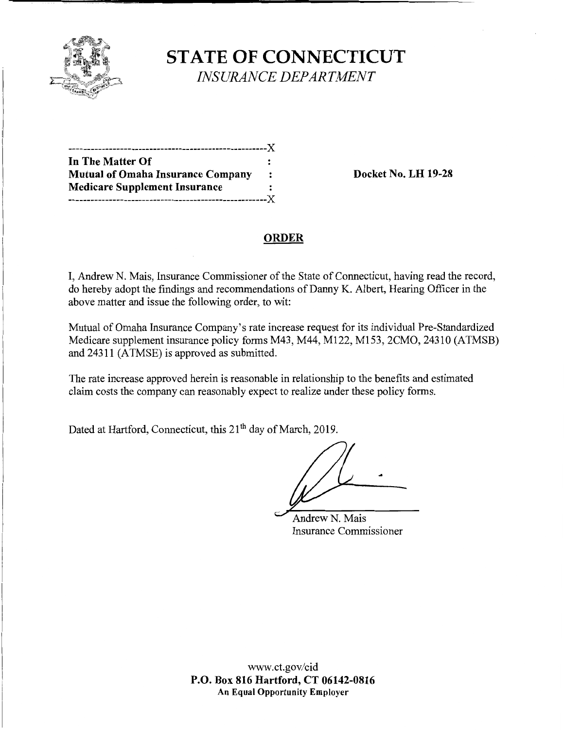# STATE OF CONNECTICUT

*INSURANCE DEPARTMENT*

| | | |
|---|---|---|
| **In The Matter Of** | : | |
| **Mutual of Omaha Insurance Company** | : | **Docket No. LH 19-28** |
| **Medicare Supplement Insurance** | : | |

## ORDER

I, Andrew N. Mais, Insurance Commissioner of the State of Connecticut, having read the record, do hereby adopt the findings and recommendations of Danny K. Albert, Hearing Officer in the above matter and issue the following order, to wit:

Mutual of Omaha Insurance Company's rate increase request for its individual Pre-Standardized Medicare supplement insurance policy forms M43, M44, M122, M153, 2CMO, 24310 (ATMSB) and 24311 (ATMSE) is approved as submitted.

The rate increase approved herein is reasonable in relationship to the benefits and estimated claim costs the company can reasonably expect to realize under these policy forms.

Dated at Hartford, Connecticut, this 21th day of March, 2019.

Andrew N. Mais
Insurance Commissioner

www.ct.gov/cid
**P.O. Box 816 Hartford, CT 06142-0816**
**An Equal Opportunity Employer**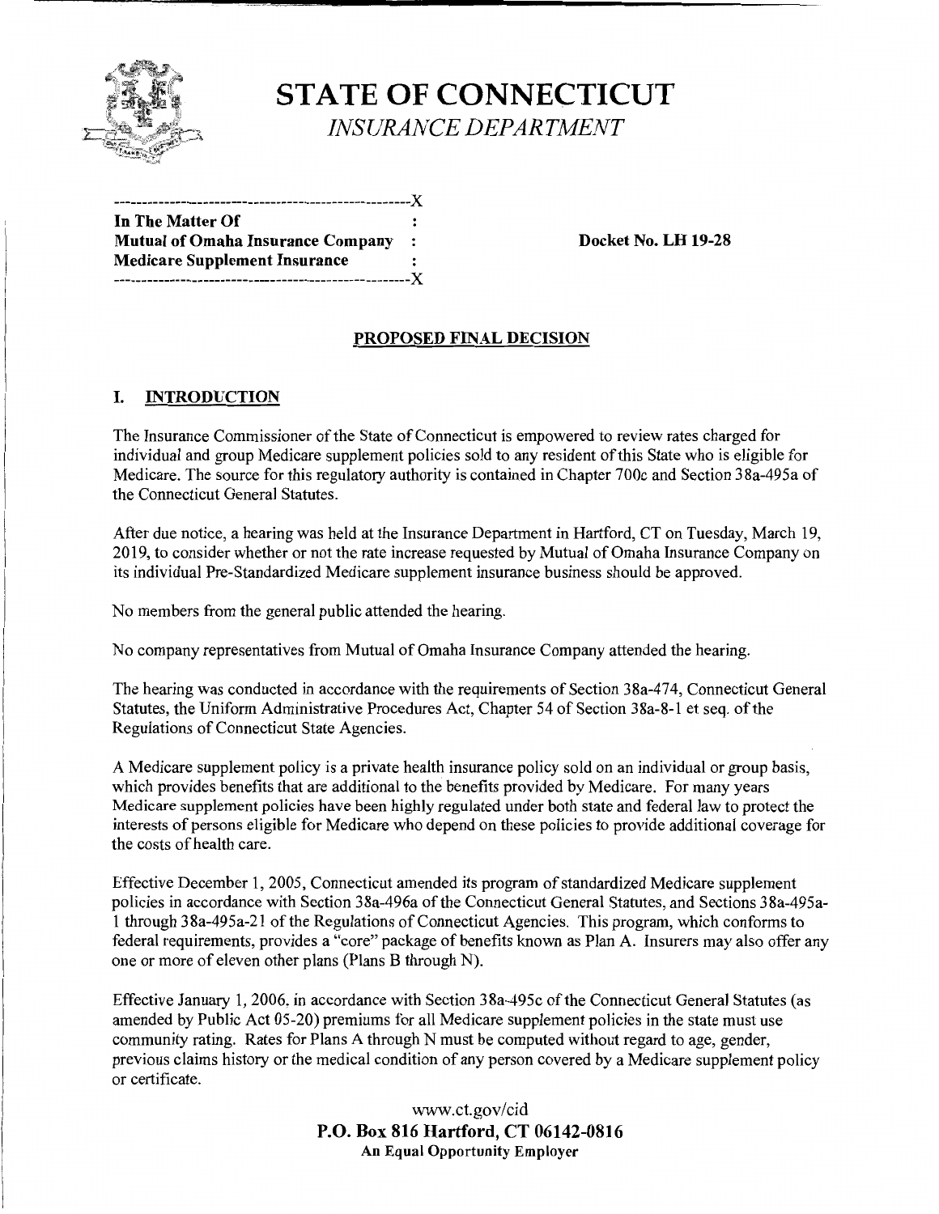# STATE OF CONNECTICUT

*INSURANCE DEPARTMENT*

```
-----------------------------------------------------X
In The Matter Of                                     :
Mutual of Omaha Insurance Company                    :
Medicare Supplement Insurance                        :
-----------------------------------------------------X
```

**Docket No. LH 19-28**

## PROPOSED FINAL DECISION

## I. INTRODUCTION

The Insurance Commissioner of the State of Connecticut is empowered to review rates charged for individual and group Medicare supplement policies sold to any resident of this State who is eligible for Medicare. The source for this regulatory authority is contained in Chapter 700c and Section 38a-495a of the Connecticut General Statutes.

After due notice, a hearing was held at the Insurance Department in Hartford, CT on Tuesday, March 19, 2019, to consider whether or not the rate increase requested by Mutual of Omaha Insurance Company on its individual Pre-Standardized Medicare supplement insurance business should be approved.

No members from the general public attended the hearing.

No company representatives from Mutual of Omaha Insurance Company attended the hearing.

The hearing was conducted in accordance with the requirements of Section 38a-474, Connecticut General Statutes, the Uniform Administrative Procedures Act, Chapter 54 of Section 38a-8-1 et seq. of the Regulations of Connecticut State Agencies.

A Medicare supplement policy is a private health insurance policy sold on an individual or group basis, which provides benefits that are additional to the benefits provided by Medicare. For many years Medicare supplement policies have been highly regulated under both state and federal law to protect the interests of persons eligible for Medicare who depend on these policies to provide additional coverage for the costs of health care.

Effective December 1, 2005, Connecticut amended its program of standardized Medicare supplement policies in accordance with Section 38a-496a of the Connecticut General Statutes, and Sections 38a-495a-1 through 38a-495a-21 of the Regulations of Connecticut Agencies. This program, which conforms to federal requirements, provides a "core" package of benefits known as Plan A. Insurers may also offer any one or more of eleven other plans (Plans B through N).

Effective January 1, 2006, in accordance with Section 38a-495c of the Connecticut General Statutes (as amended by Public Act 05-20) premiums for all Medicare supplement policies in the state must use community rating. Rates for Plans A through N must be computed without regard to age, gender, previous claims history or the medical condition of any person covered by a Medicare supplement policy or certificate.

www.ct.gov/cid
**P.O. Box 816 Hartford, CT 06142-0816**
**An Equal Opportunity Employer**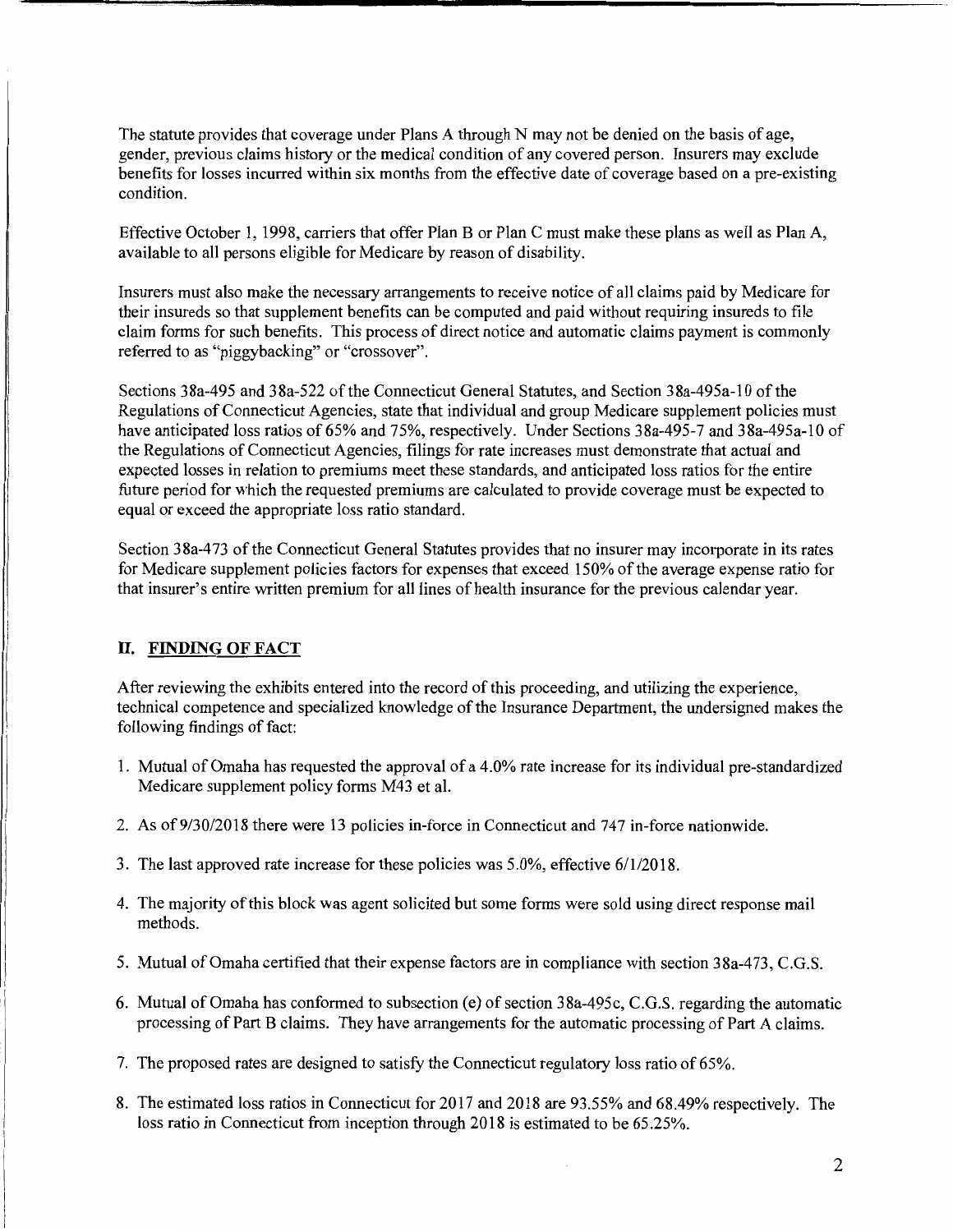The statute provides that coverage under Plans A through N may not be denied on the basis of age, gender, previous claims history or the medical condition of any covered person. Insurers may exclude benefits for losses incurred within six months from the effective date of coverage based on a pre-existing condition.

Effective October 1, 1998, carriers that offer Plan B or Plan C must make these plans as well as Plan A, available to all persons eligible for Medicare by reason of disability.

Insurers must also make the necessary arrangements to receive notice of all claims paid by Medicare for their insureds so that supplement benefits can be computed and paid without requiring insureds to file claim forms for such benefits. This process of direct notice and automatic claims payment is commonly referred to as "piggybacking" or "crossover".

Sections 38a-495 and 38a-522 of the Connecticut General Statutes, and Section 38a-495a-10 of the Regulations of Connecticut Agencies, state that individual and group Medicare supplement policies must have anticipated loss ratios of 65% and 75%, respectively. Under Sections 38a-495-7 and 38a-495a-10 of the Regulations of Connecticut Agencies, filings for rate increases must demonstrate that actual and expected losses in relation to premiums meet these standards, and anticipated loss ratios for the entire future period for which the requested premiums are calculated to provide coverage must be expected to equal or exceed the appropriate loss ratio standard.

Section 38a-473 of the Connecticut General Statutes provides that no insurer may incorporate in its rates for Medicare supplement policies factors for expenses that exceed 150% of the average expense ratio for that insurer's entire written premium for all lines of health insurance for the previous calendar year.

## II. FINDING OF FACT

After reviewing the exhibits entered into the record of this proceeding, and utilizing the experience, technical competence and specialized knowledge of the Insurance Department, the undersigned makes the following findings of fact:

1. Mutual of Omaha has requested the approval of a 4.0% rate increase for its individual pre-standardized Medicare supplement policy forms M43 et al.
2. As of 9/30/2018 there were 13 policies in-force in Connecticut and 747 in-force nationwide.
3. The last approved rate increase for these policies was 5.0%, effective 6/1/2018.
4. The majority of this block was agent solicited but some forms were sold using direct response mail methods.
5. Mutual of Omaha certified that their expense factors are in compliance with section 38a-473, C.G.S.
6. Mutual of Omaha has conformed to subsection (e) of section 38a-495c, C.G.S. regarding the automatic processing of Part B claims. They have arrangements for the automatic processing of Part A claims.
7. The proposed rates are designed to satisfy the Connecticut regulatory loss ratio of 65%.
8. The estimated loss ratios in Connecticut for 2017 and 2018 are 93.55% and 68.49% respectively. The loss ratio in Connecticut from inception through 2018 is estimated to be 65.25%.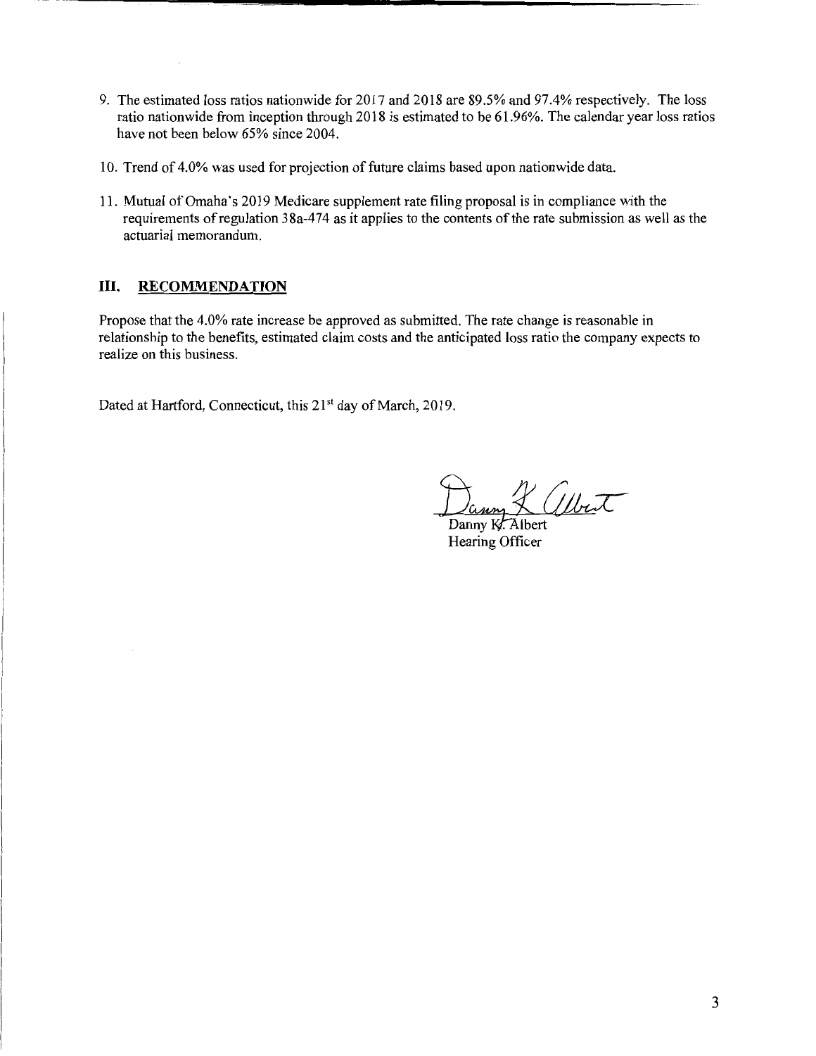9. The estimated loss ratios nationwide for 2017 and 2018 are 89.5% and 97.4% respectively. The loss ratio nationwide from inception through 2018 is estimated to be 61.96%. The calendar year loss ratios have not been below 65% since 2004.

10. Trend of 4.0% was used for projection of future claims based upon nationwide data.

11. Mutual of Omaha's 2019 Medicare supplement rate filing proposal is in compliance with the requirements of regulation 38a-474 as it applies to the contents of the rate submission as well as the actuarial memorandum.

## III. RECOMMENDATION

Propose that the 4.0% rate increase be approved as submitted. The rate change is reasonable in relationship to the benefits, estimated claim costs and the anticipated loss ratio the company expects to realize on this business.

Dated at Hartford, Connecticut, this 21st day of March, 2019.

Danny K. Albert
Hearing Officer